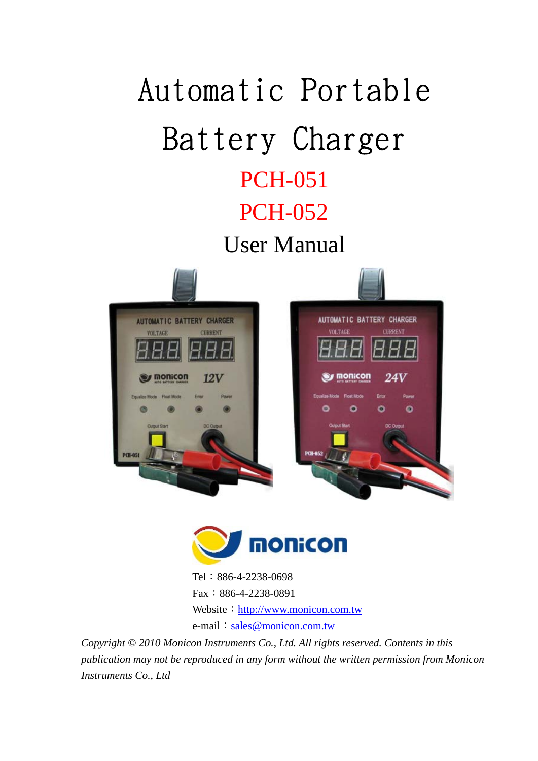# Automatic Portable Battery Charger

## PCH-051

## PCH-052

## User Manual

Tel：886-4-2238-0698

Fax：886-4-2238-0891

Website：http://www.monicon.com.tw

e-mail：sales@monicon.com.tw

*Copyright © 2010 Monicon Instruments Co., Ltd. All rights reserved. Contents in this publication may not be reproduced in any form without the written permission from Monicon Instruments Co., Ltd*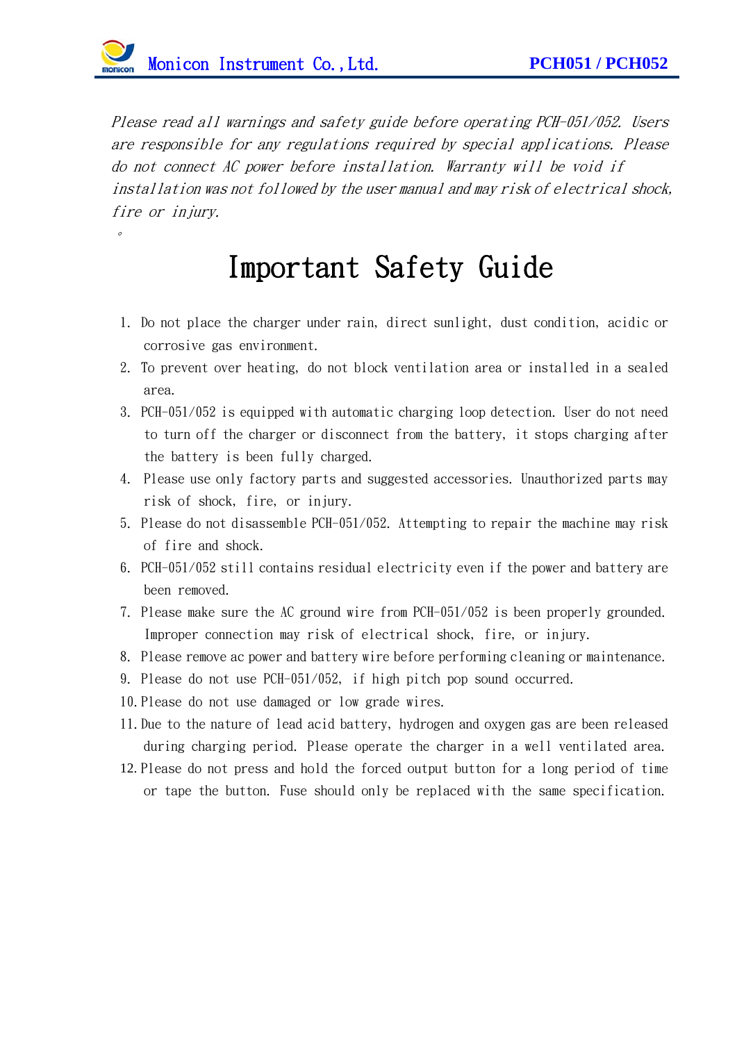*Please read all warnings and safety guide before operating PCH-051/052. Users are responsible for any regulations required by special applications. Please do not connect AC power before installation. Warranty will be void if installation was not followed by the user manual and may risk of electrical shock, fire or injury.*

。

# Important Safety Guide

1. Do not place the charger under rain, direct sunlight, dust condition, acidic or corrosive gas environment.
2. To prevent over heating, do not block ventilation area or installed in a sealed area.
3. PCH-051/052 is equipped with automatic charging loop detection. User do not need to turn off the charger or disconnect from the battery, it stops charging after the battery is been fully charged.
4. Please use only factory parts and suggested accessories. Unauthorized parts may risk of shock, fire, or injury.
5. Please do not disassemble PCH-051/052. Attempting to repair the machine may risk of fire and shock.
6. PCH-051/052 still contains residual electricity even if the power and battery are been removed.
7. Please make sure the AC ground wire from PCH-051/052 is been properly grounded. Improper connection may risk of electrical shock, fire, or injury.
8. Please remove ac power and battery wire before performing cleaning or maintenance.
9. Please do not use PCH-051/052, if high pitch pop sound occurred.
10. Please do not use damaged or low grade wires.
11. Due to the nature of lead acid battery, hydrogen and oxygen gas are been released during charging period. Please operate the charger in a well ventilated area.
12. Please do not press and hold the forced output button for a long period of time or tape the button. Fuse should only be replaced with the same specification.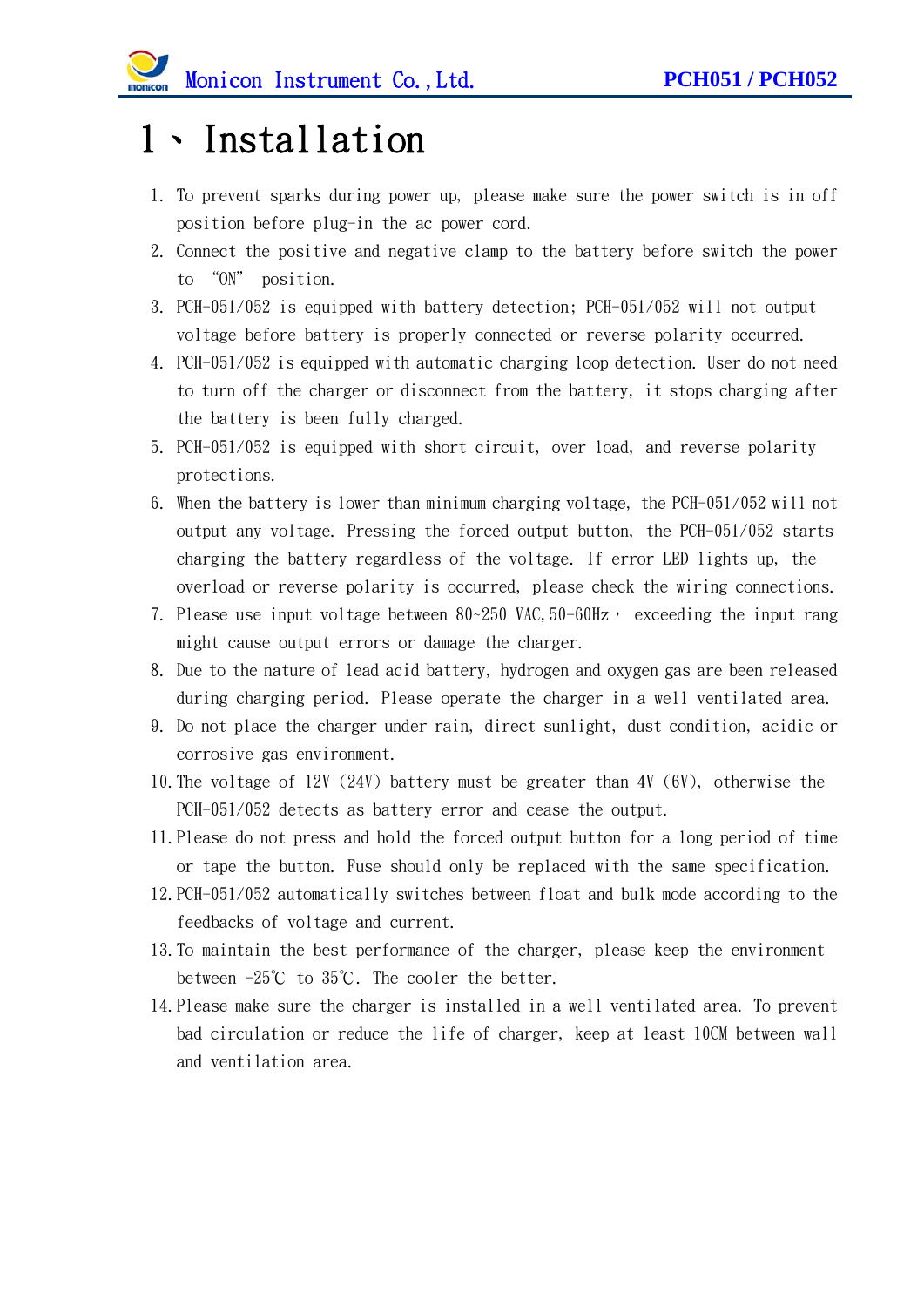# 1、Installation

1. To prevent sparks during power up, please make sure the power switch is in off position before plug-in the ac power cord.
2. Connect the positive and negative clamp to the battery before switch the power to "ON" position.
3. PCH-051/052 is equipped with battery detection; PCH-051/052 will not output voltage before battery is properly connected or reverse polarity occurred.
4. PCH-051/052 is equipped with automatic charging loop detection. User do not need to turn off the charger or disconnect from the battery, it stops charging after the battery is been fully charged.
5. PCH-051/052 is equipped with short circuit, over load, and reverse polarity protections.
6. When the battery is lower than minimum charging voltage, the PCH-051/052 will not output any voltage. Pressing the forced output button, the PCH-051/052 starts charging the battery regardless of the voltage. If error LED lights up, the overload or reverse polarity is occurred, please check the wiring connections.
7. Please use input voltage between 80~250 VAC,50-60Hz, exceeding the input rang might cause output errors or damage the charger.
8. Due to the nature of lead acid battery, hydrogen and oxygen gas are been released during charging period. Please operate the charger in a well ventilated area.
9. Do not place the charger under rain, direct sunlight, dust condition, acidic or corrosive gas environment.
10. The voltage of 12V (24V) battery must be greater than 4V (6V), otherwise the PCH-051/052 detects as battery error and cease the output.
11. Please do not press and hold the forced output button for a long period of time or tape the button. Fuse should only be replaced with the same specification.
12. PCH-051/052 automatically switches between float and bulk mode according to the feedbacks of voltage and current.
13. To maintain the best performance of the charger, please keep the environment between -25℃ to 35℃. The cooler the better.
14. Please make sure the charger is installed in a well ventilated area. To prevent bad circulation or reduce the life of charger, keep at least 10CM between wall and ventilation area.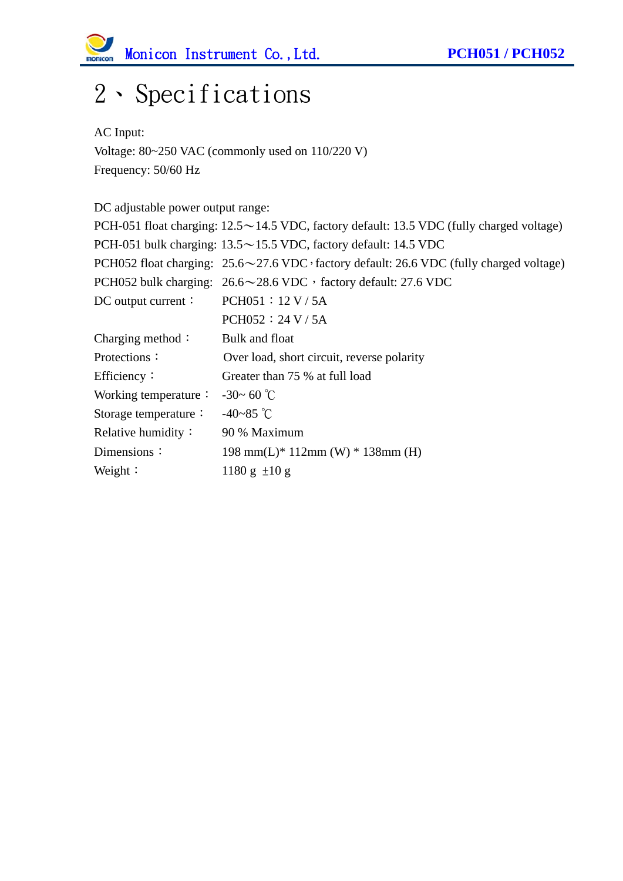# 2、Specifications

AC Input:
Voltage: 80~250 VAC (commonly used on 110/220 V)
Frequency: 50/60 Hz

DC adjustable power output range:
PCH-051 float charging: 12.5～14.5 VDC, factory default: 13.5 VDC (fully charged voltage)
PCH-051 bulk charging: 13.5～15.5 VDC, factory default: 14.5 VDC
PCH052 float charging: 25.6～27.6 VDC，factory default: 26.6 VDC (fully charged voltage)
PCH052 bulk charging: 26.6～28.6 VDC，factory default: 27.6 VDC

| | |
|---|---|
| DC output current： | PCH051：12 V / 5A |
| | PCH052：24 V / 5A |
| Charging method： | Bulk and float |
| Protections： | Over load, short circuit, reverse polarity |
| Efficiency： | Greater than 75 % at full load |
| Working temperature： | -30~ 60 ℃ |
| Storage temperature： | -40~85 ℃ |
| Relative humidity： | 90 % Maximum |
| Dimensions： | 198 mm(L)* 112mm (W) * 138mm (H) |
| Weight： | 1180 g ±10 g |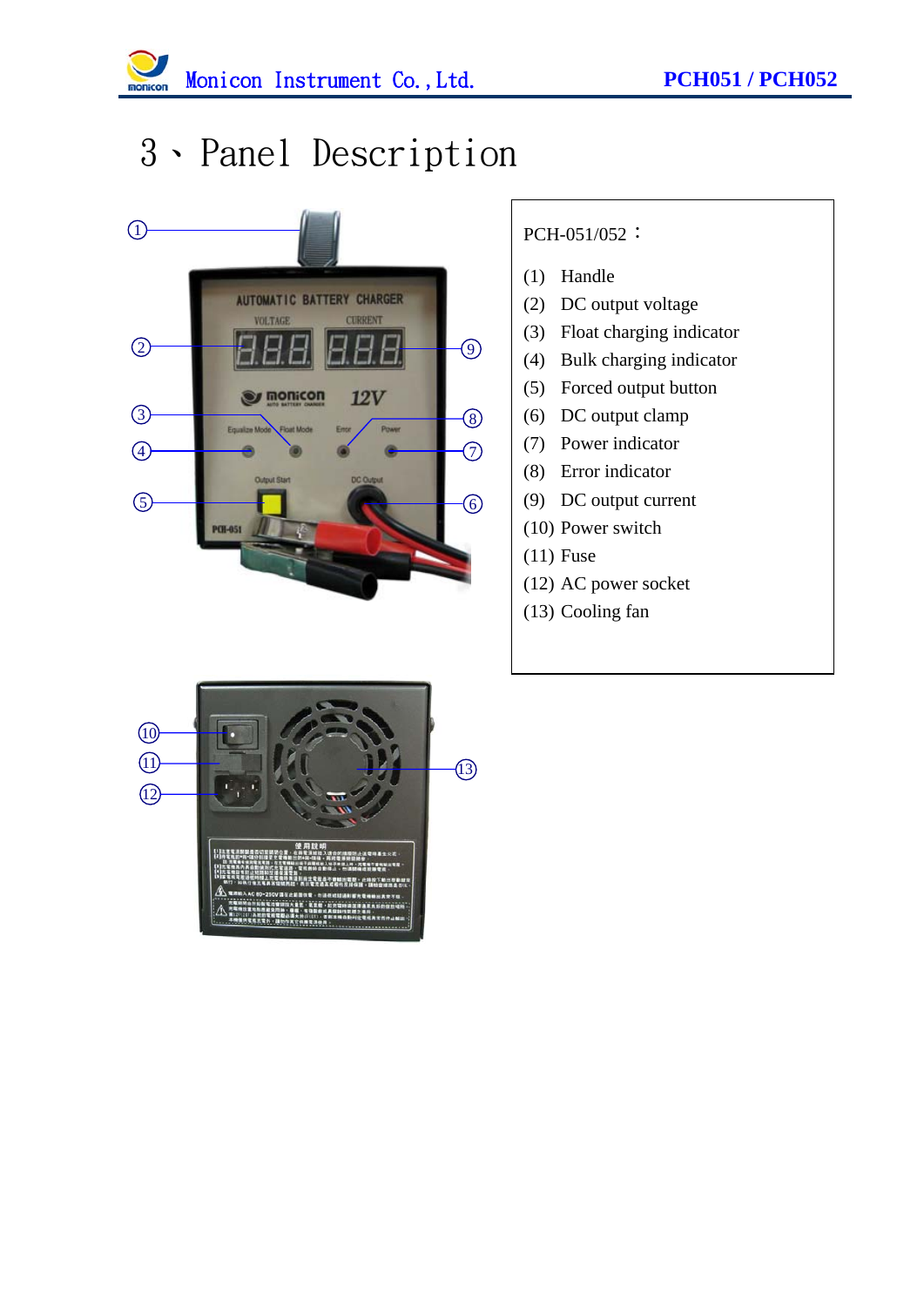# 3、Panel Description

PCH-051/052：

(1) Handle
(2) DC output voltage
(3) Float charging indicator
(4) Bulk charging indicator
(5) Forced output button
(6) DC output clamp
(7) Power indicator
(8) Error indicator
(9) DC output current
(10) Power switch
(11) Fuse
(12) AC power socket
(13) Cooling fan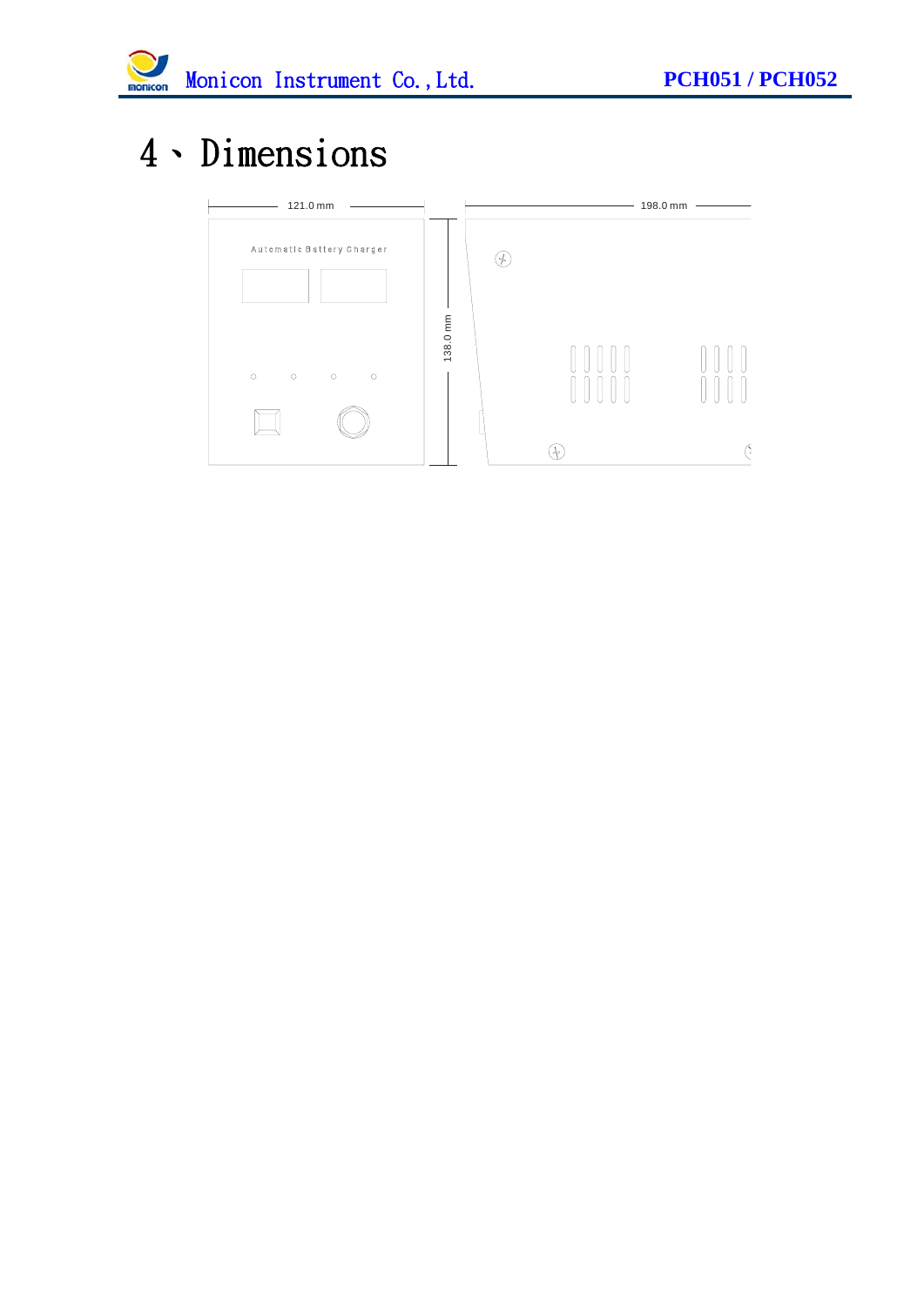# 4、Dimensions

121.0 mm

198.0 mm

138.0 mm

Automatic Battery Charger